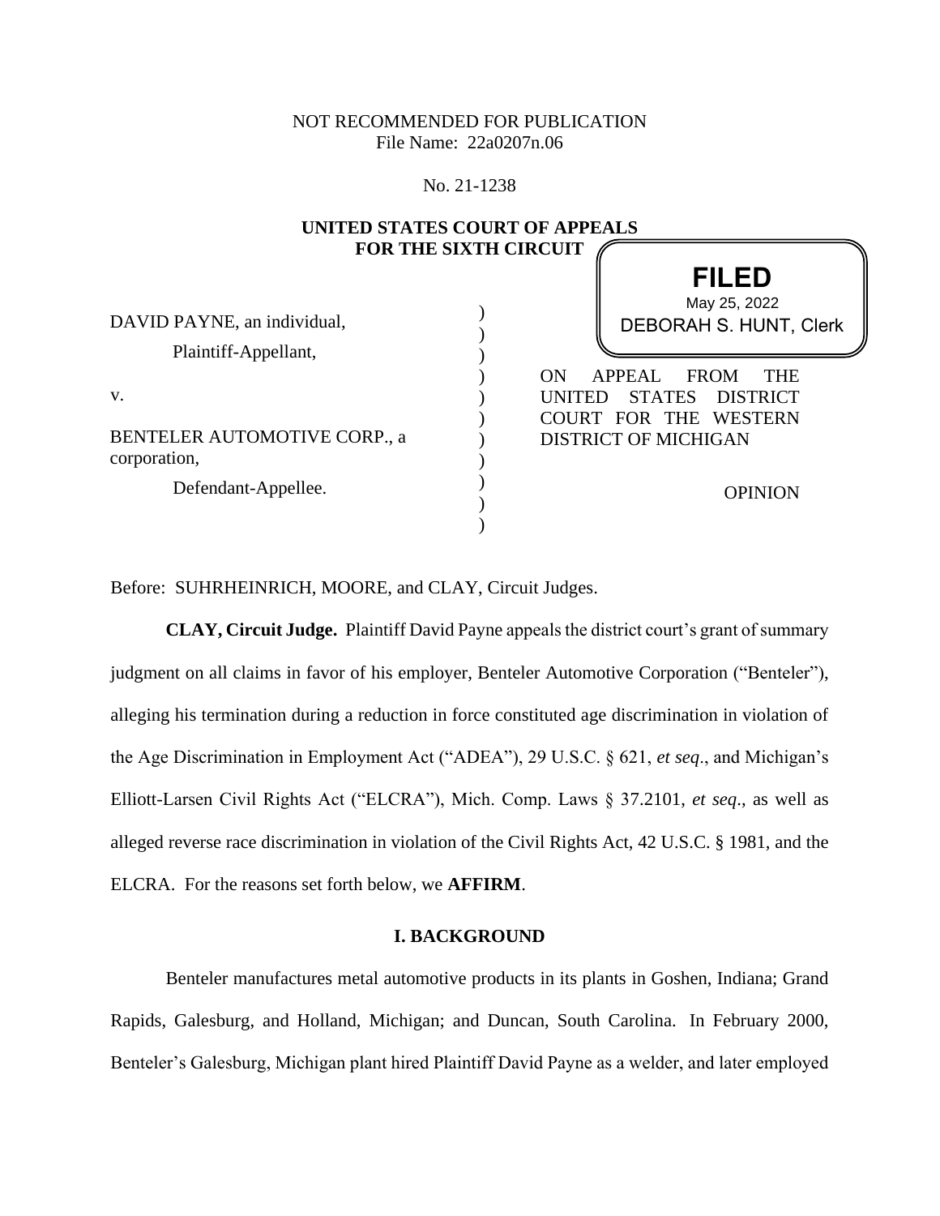NOT RECOMMENDED FOR PUBLICATION
File Name: 22a0207n.06

No. 21-1238

**UNITED STATES COURT OF APPEALS**
**FOR THE SIXTH CIRCUIT**

**FILED**
May 25, 2022
DEBORAH S. HUNT, Clerk

DAVID PAYNE, an individual,
Plaintiff-Appellant,

v.

BENTELER AUTOMOTIVE CORP., a corporation,
Defendant-Appellee.

ON APPEAL FROM THE UNITED STATES DISTRICT COURT FOR THE WESTERN DISTRICT OF MICHIGAN

OPINION

Before: SUHRHEINRICH, MOORE, and CLAY, Circuit Judges.

**CLAY, Circuit Judge.** Plaintiff David Payne appeals the district court's grant of summary judgment on all claims in favor of his employer, Benteler Automotive Corporation ("Benteler"), alleging his termination during a reduction in force constituted age discrimination in violation of the Age Discrimination in Employment Act ("ADEA"), 29 U.S.C. § 621, *et seq*., and Michigan's Elliott-Larsen Civil Rights Act ("ELCRA"), Mich. Comp. Laws § 37.2101, *et seq*., as well as alleged reverse race discrimination in violation of the Civil Rights Act, 42 U.S.C. § 1981, and the ELCRA. For the reasons set forth below, we **AFFIRM**.

## I. BACKGROUND

Benteler manufactures metal automotive products in its plants in Goshen, Indiana; Grand Rapids, Galesburg, and Holland, Michigan; and Duncan, South Carolina. In February 2000, Benteler's Galesburg, Michigan plant hired Plaintiff David Payne as a welder, and later employed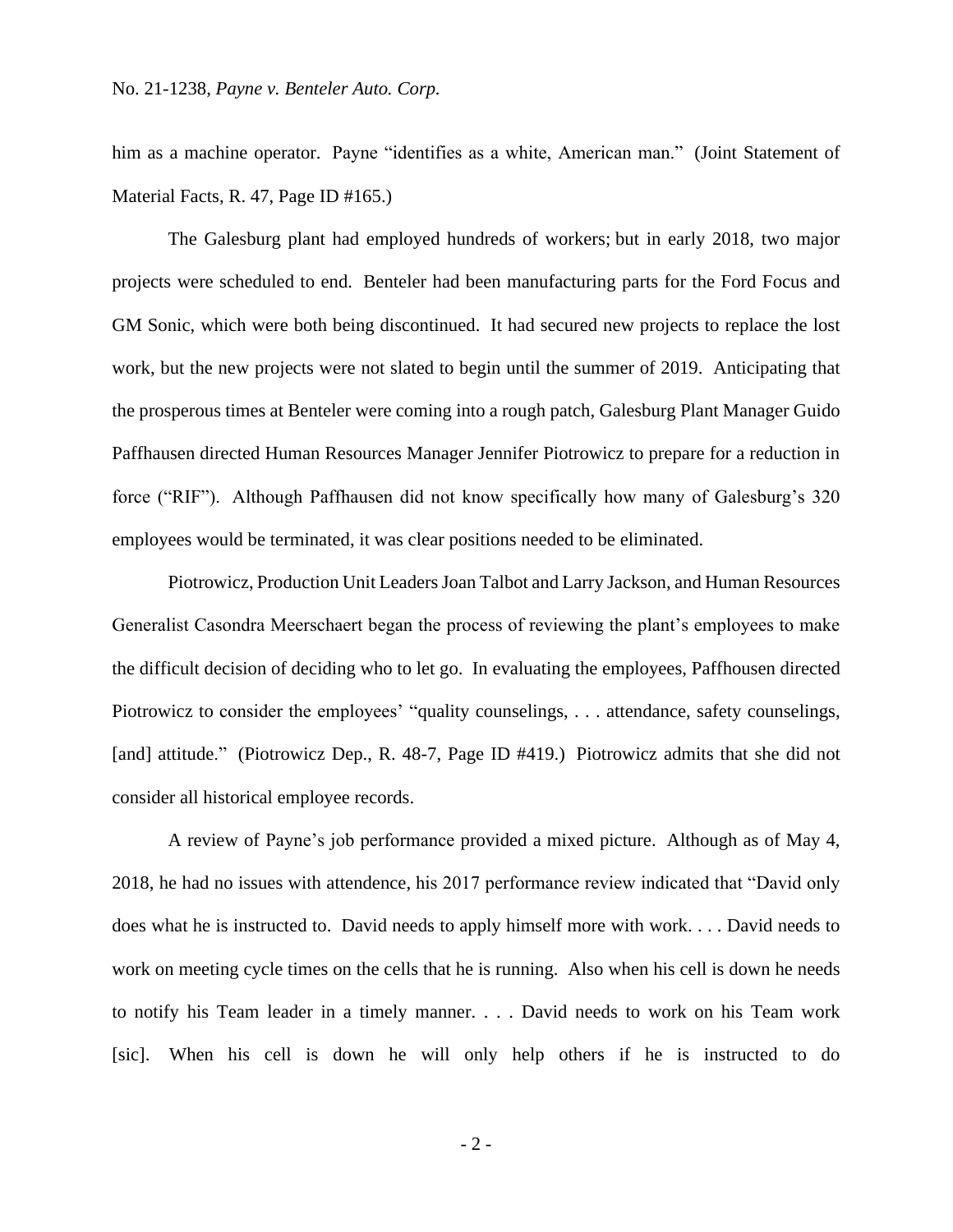him as a machine operator. Payne "identifies as a white, American man." (Joint Statement of Material Facts, R. 47, Page ID #165.)

The Galesburg plant had employed hundreds of workers; but in early 2018, two major projects were scheduled to end. Benteler had been manufacturing parts for the Ford Focus and GM Sonic, which were both being discontinued. It had secured new projects to replace the lost work, but the new projects were not slated to begin until the summer of 2019. Anticipating that the prosperous times at Benteler were coming into a rough patch, Galesburg Plant Manager Guido Paffhausen directed Human Resources Manager Jennifer Piotrowicz to prepare for a reduction in force ("RIF"). Although Paffhausen did not know specifically how many of Galesburg's 320 employees would be terminated, it was clear positions needed to be eliminated.

Piotrowicz, Production Unit Leaders Joan Talbot and Larry Jackson, and Human Resources Generalist Casondra Meerschaert began the process of reviewing the plant's employees to make the difficult decision of deciding who to let go. In evaluating the employees, Paffhousen directed Piotrowicz to consider the employees' "quality counselings, . . . attendance, safety counselings, [and] attitude." (Piotrowicz Dep., R. 48-7, Page ID #419.) Piotrowicz admits that she did not consider all historical employee records.

A review of Payne's job performance provided a mixed picture. Although as of May 4, 2018, he had no issues with attendence, his 2017 performance review indicated that "David only does what he is instructed to. David needs to apply himself more with work. . . . David needs to work on meeting cycle times on the cells that he is running. Also when his cell is down he needs to notify his Team leader in a timely manner. . . . David needs to work on his Team work [sic]. When his cell is down he will only help others if he is instructed to do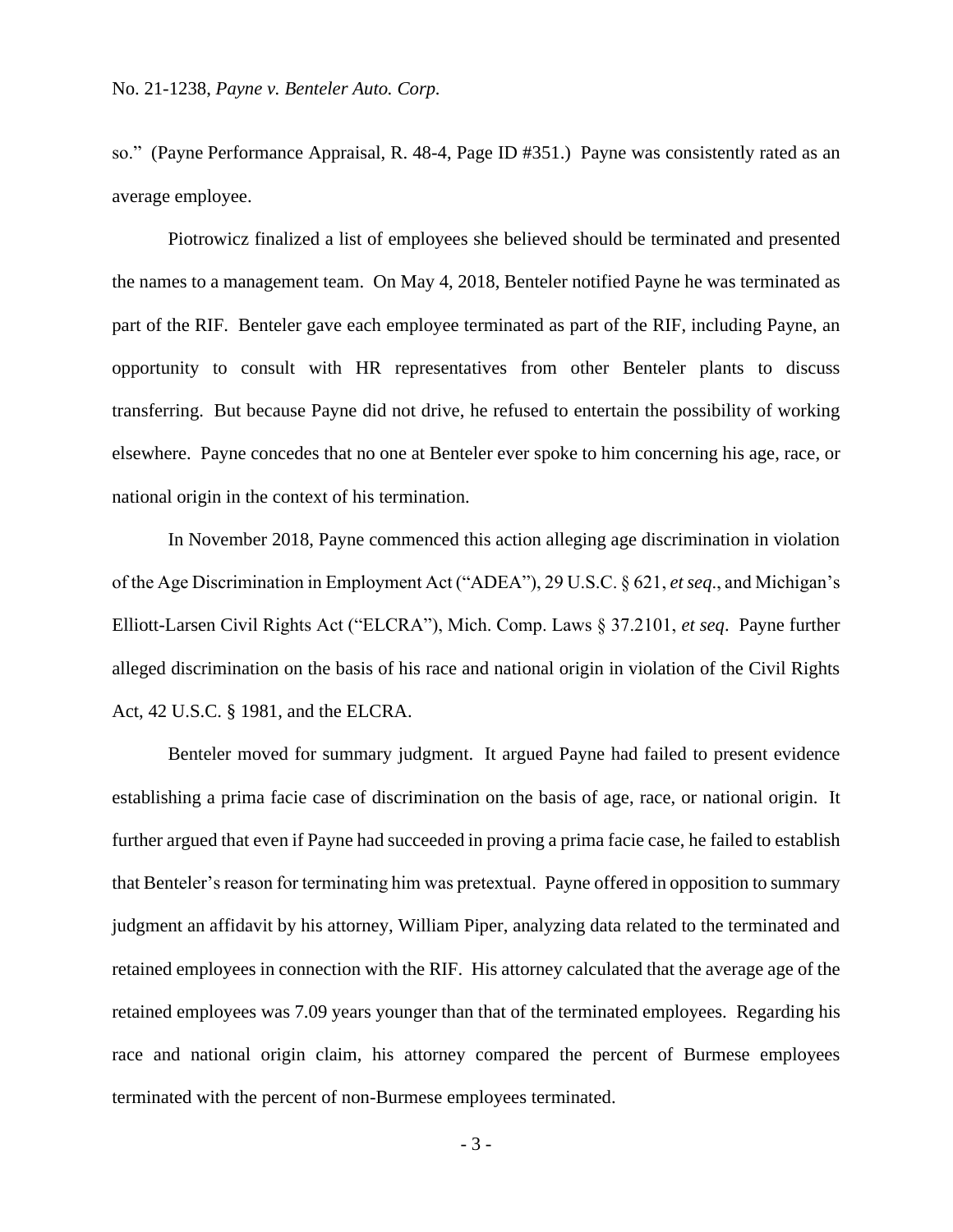so." (Payne Performance Appraisal, R. 48-4, Page ID #351.) Payne was consistently rated as an average employee.

Piotrowicz finalized a list of employees she believed should be terminated and presented the names to a management team. On May 4, 2018, Benteler notified Payne he was terminated as part of the RIF. Benteler gave each employee terminated as part of the RIF, including Payne, an opportunity to consult with HR representatives from other Benteler plants to discuss transferring. But because Payne did not drive, he refused to entertain the possibility of working elsewhere. Payne concedes that no one at Benteler ever spoke to him concerning his age, race, or national origin in the context of his termination.

In November 2018, Payne commenced this action alleging age discrimination in violation of the Age Discrimination in Employment Act ("ADEA"), 29 U.S.C. § 621, *et seq*., and Michigan's Elliott-Larsen Civil Rights Act ("ELCRA"), Mich. Comp. Laws § 37.2101, *et seq*. Payne further alleged discrimination on the basis of his race and national origin in violation of the Civil Rights Act, 42 U.S.C. § 1981, and the ELCRA.

Benteler moved for summary judgment. It argued Payne had failed to present evidence establishing a prima facie case of discrimination on the basis of age, race, or national origin. It further argued that even if Payne had succeeded in proving a prima facie case, he failed to establish that Benteler's reason for terminating him was pretextual. Payne offered in opposition to summary judgment an affidavit by his attorney, William Piper, analyzing data related to the terminated and retained employees in connection with the RIF. His attorney calculated that the average age of the retained employees was 7.09 years younger than that of the terminated employees. Regarding his race and national origin claim, his attorney compared the percent of Burmese employees terminated with the percent of non-Burmese employees terminated.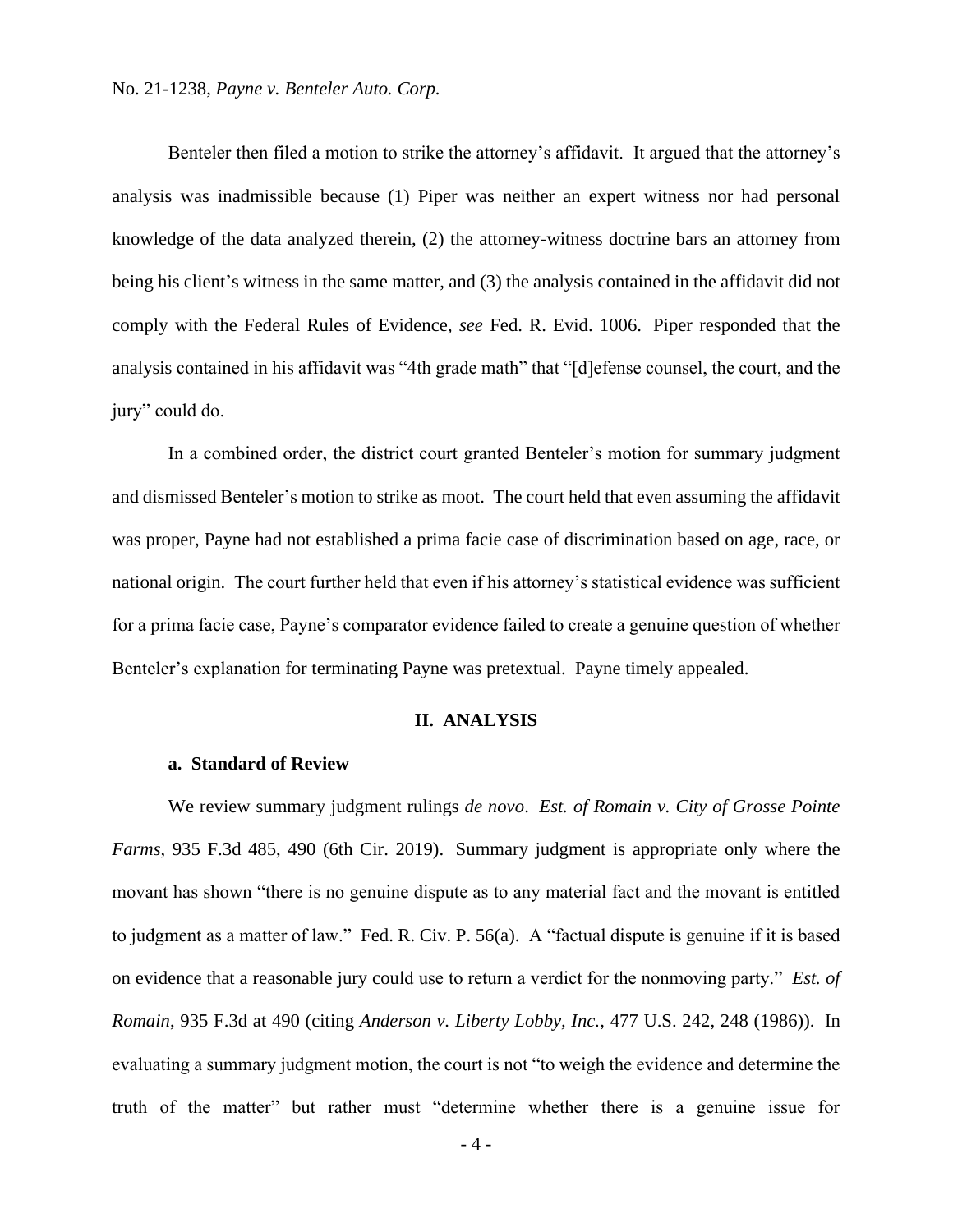Benteler then filed a motion to strike the attorney's affidavit. It argued that the attorney's analysis was inadmissible because (1) Piper was neither an expert witness nor had personal knowledge of the data analyzed therein, (2) the attorney-witness doctrine bars an attorney from being his client's witness in the same matter, and (3) the analysis contained in the affidavit did not comply with the Federal Rules of Evidence, *see* Fed. R. Evid. 1006. Piper responded that the analysis contained in his affidavit was "4th grade math" that "[d]efense counsel, the court, and the jury" could do.

In a combined order, the district court granted Benteler's motion for summary judgment and dismissed Benteler's motion to strike as moot. The court held that even assuming the affidavit was proper, Payne had not established a prima facie case of discrimination based on age, race, or national origin. The court further held that even if his attorney's statistical evidence was sufficient for a prima facie case, Payne's comparator evidence failed to create a genuine question of whether Benteler's explanation for terminating Payne was pretextual. Payne timely appealed.

## II. ANALYSIS

### a. Standard of Review

We review summary judgment rulings *de novo*. *Est. of Romain v. City of Grosse Pointe Farms*, 935 F.3d 485, 490 (6th Cir. 2019). Summary judgment is appropriate only where the movant has shown "there is no genuine dispute as to any material fact and the movant is entitled to judgment as a matter of law." Fed. R. Civ. P. 56(a). A "factual dispute is genuine if it is based on evidence that a reasonable jury could use to return a verdict for the nonmoving party." *Est. of Romain*, 935 F.3d at 490 (citing *Anderson v. Liberty Lobby, Inc.*, 477 U.S. 242, 248 (1986)). In evaluating a summary judgment motion, the court is not "to weigh the evidence and determine the truth of the matter" but rather must "determine whether there is a genuine issue for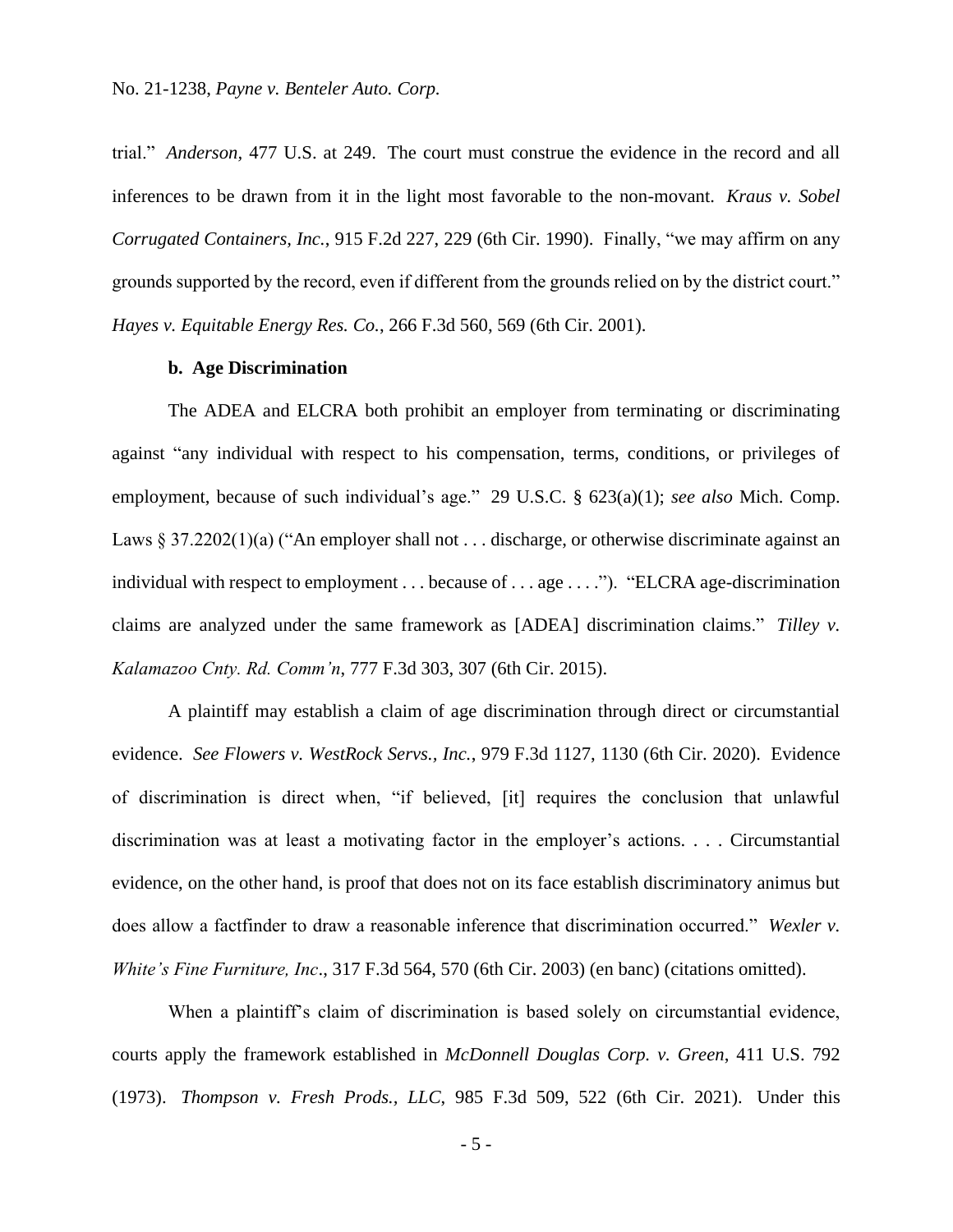trial." *Anderson*, 477 U.S. at 249. The court must construe the evidence in the record and all inferences to be drawn from it in the light most favorable to the non-movant. *Kraus v. Sobel Corrugated Containers, Inc.*, 915 F.2d 227, 229 (6th Cir. 1990). Finally, "we may affirm on any grounds supported by the record, even if different from the grounds relied on by the district court." *Hayes v. Equitable Energy Res. Co.*, 266 F.3d 560, 569 (6th Cir. 2001).

**b. Age Discrimination**

The ADEA and ELCRA both prohibit an employer from terminating or discriminating against "any individual with respect to his compensation, terms, conditions, or privileges of employment, because of such individual's age." 29 U.S.C. § 623(a)(1); *see also* Mich. Comp. Laws § 37.2202(1)(a) ("An employer shall not . . . discharge, or otherwise discriminate against an individual with respect to employment . . . because of . . . age . . . ."). "ELCRA age-discrimination claims are analyzed under the same framework as [ADEA] discrimination claims." *Tilley v. Kalamazoo Cnty. Rd. Comm'n*, 777 F.3d 303, 307 (6th Cir. 2015).

A plaintiff may establish a claim of age discrimination through direct or circumstantial evidence. *See Flowers v. WestRock Servs., Inc.*, 979 F.3d 1127, 1130 (6th Cir. 2020). Evidence of discrimination is direct when, "if believed, [it] requires the conclusion that unlawful discrimination was at least a motivating factor in the employer's actions. . . . Circumstantial evidence, on the other hand, is proof that does not on its face establish discriminatory animus but does allow a factfinder to draw a reasonable inference that discrimination occurred." *Wexler v. White's Fine Furniture, Inc*., 317 F.3d 564, 570 (6th Cir. 2003) (en banc) (citations omitted).

When a plaintiff's claim of discrimination is based solely on circumstantial evidence, courts apply the framework established in *McDonnell Douglas Corp. v. Green*, 411 U.S. 792 (1973). *Thompson v. Fresh Prods., LLC*, 985 F.3d 509, 522 (6th Cir. 2021). Under this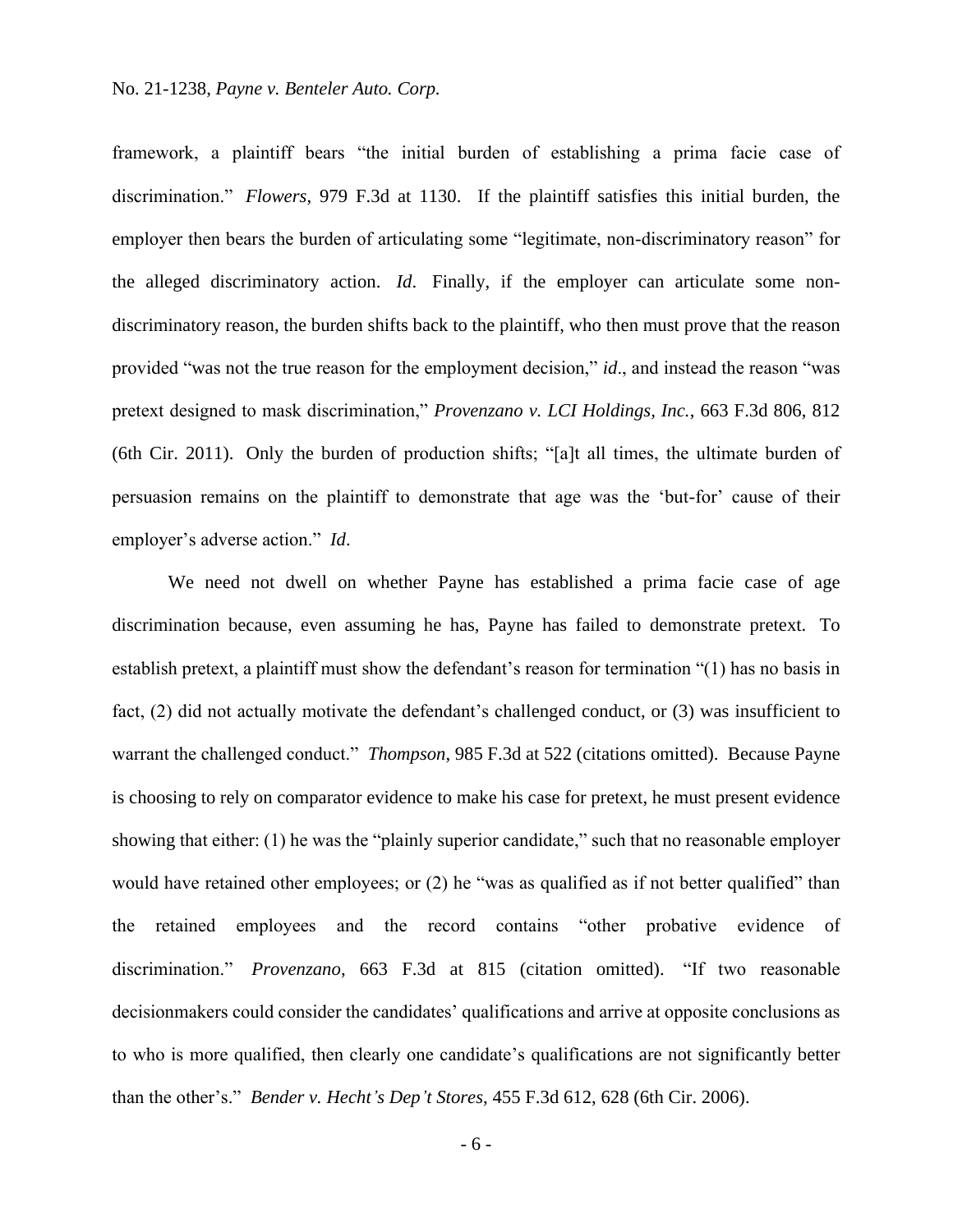framework, a plaintiff bears "the initial burden of establishing a prima facie case of discrimination." *Flowers*, 979 F.3d at 1130. If the plaintiff satisfies this initial burden, the employer then bears the burden of articulating some "legitimate, non-discriminatory reason" for the alleged discriminatory action. *Id*. Finally, if the employer can articulate some non-discriminatory reason, the burden shifts back to the plaintiff, who then must prove that the reason provided "was not the true reason for the employment decision," *id*., and instead the reason "was pretext designed to mask discrimination," *Provenzano v. LCI Holdings, Inc.*, 663 F.3d 806, 812 (6th Cir. 2011). Only the burden of production shifts; "[a]t all times, the ultimate burden of persuasion remains on the plaintiff to demonstrate that age was the 'but-for' cause of their employer's adverse action." *Id*.

We need not dwell on whether Payne has established a prima facie case of age discrimination because, even assuming he has, Payne has failed to demonstrate pretext. To establish pretext, a plaintiff must show the defendant's reason for termination "(1) has no basis in fact, (2) did not actually motivate the defendant's challenged conduct, or (3) was insufficient to warrant the challenged conduct." *Thompson*, 985 F.3d at 522 (citations omitted). Because Payne is choosing to rely on comparator evidence to make his case for pretext, he must present evidence showing that either: (1) he was the "plainly superior candidate," such that no reasonable employer would have retained other employees; or (2) he "was as qualified as if not better qualified" than the retained employees and the record contains "other probative evidence of discrimination." *Provenzano*, 663 F.3d at 815 (citation omitted). "If two reasonable decisionmakers could consider the candidates' qualifications and arrive at opposite conclusions as to who is more qualified, then clearly one candidate's qualifications are not significantly better than the other's." *Bender v. Hecht's Dep't Stores*, 455 F.3d 612, 628 (6th Cir. 2006).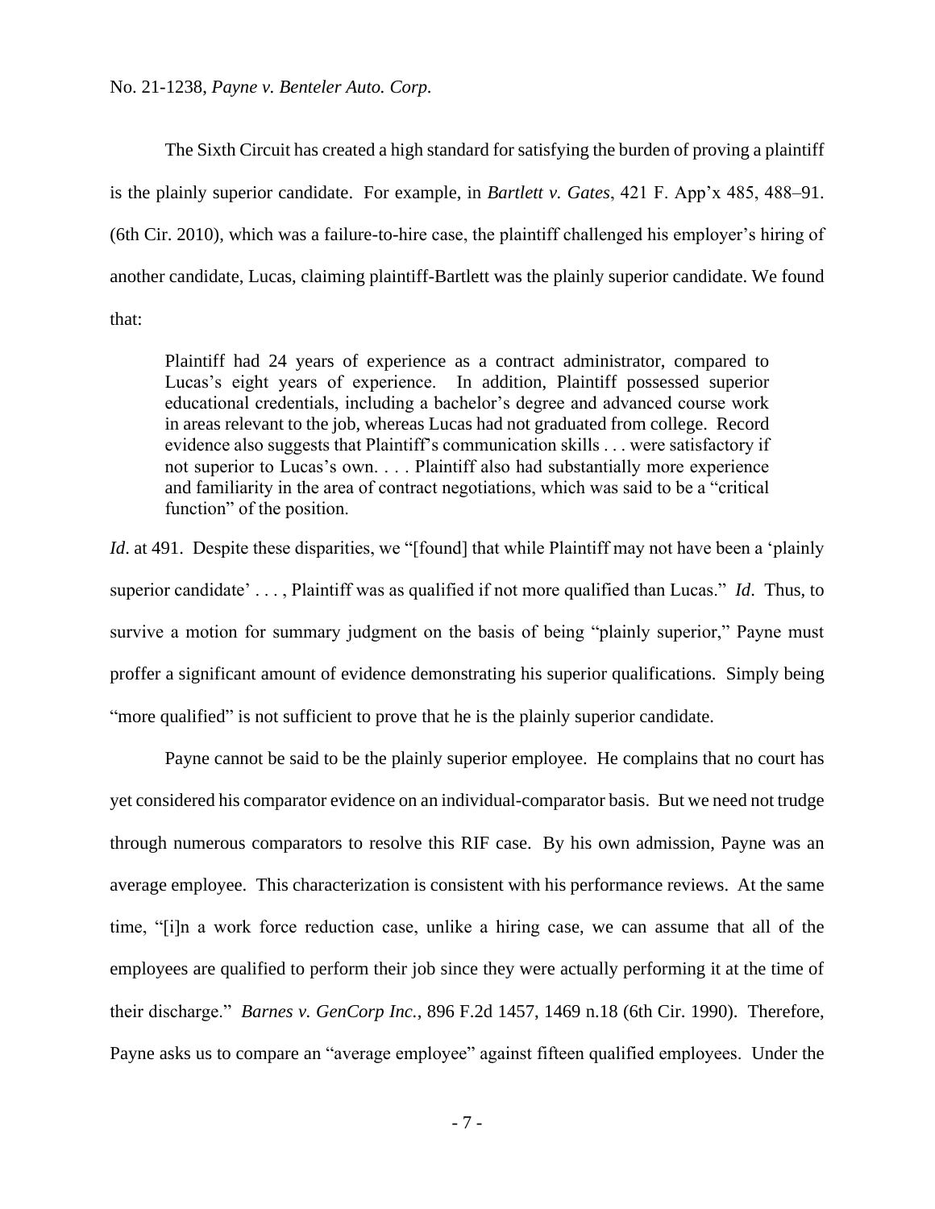The Sixth Circuit has created a high standard for satisfying the burden of proving a plaintiff is the plainly superior candidate. For example, in *Bartlett v. Gates*, 421 F. App'x 485, 488–91. (6th Cir. 2010), which was a failure-to-hire case, the plaintiff challenged his employer's hiring of another candidate, Lucas, claiming plaintiff-Bartlett was the plainly superior candidate. We found that:

> Plaintiff had 24 years of experience as a contract administrator, compared to Lucas's eight years of experience. In addition, Plaintiff possessed superior educational credentials, including a bachelor's degree and advanced course work in areas relevant to the job, whereas Lucas had not graduated from college. Record evidence also suggests that Plaintiff's communication skills . . . were satisfactory if not superior to Lucas's own. . . . Plaintiff also had substantially more experience and familiarity in the area of contract negotiations, which was said to be a "critical function" of the position.

*Id*. at 491. Despite these disparities, we "[found] that while Plaintiff may not have been a 'plainly superior candidate' . . . , Plaintiff was as qualified if not more qualified than Lucas." *Id*. Thus, to survive a motion for summary judgment on the basis of being "plainly superior," Payne must proffer a significant amount of evidence demonstrating his superior qualifications. Simply being "more qualified" is not sufficient to prove that he is the plainly superior candidate.

Payne cannot be said to be the plainly superior employee. He complains that no court has yet considered his comparator evidence on an individual-comparator basis. But we need not trudge through numerous comparators to resolve this RIF case. By his own admission, Payne was an average employee. This characterization is consistent with his performance reviews. At the same time, "[i]n a work force reduction case, unlike a hiring case, we can assume that all of the employees are qualified to perform their job since they were actually performing it at the time of their discharge." *Barnes v. GenCorp Inc.*, 896 F.2d 1457, 1469 n.18 (6th Cir. 1990). Therefore, Payne asks us to compare an "average employee" against fifteen qualified employees. Under the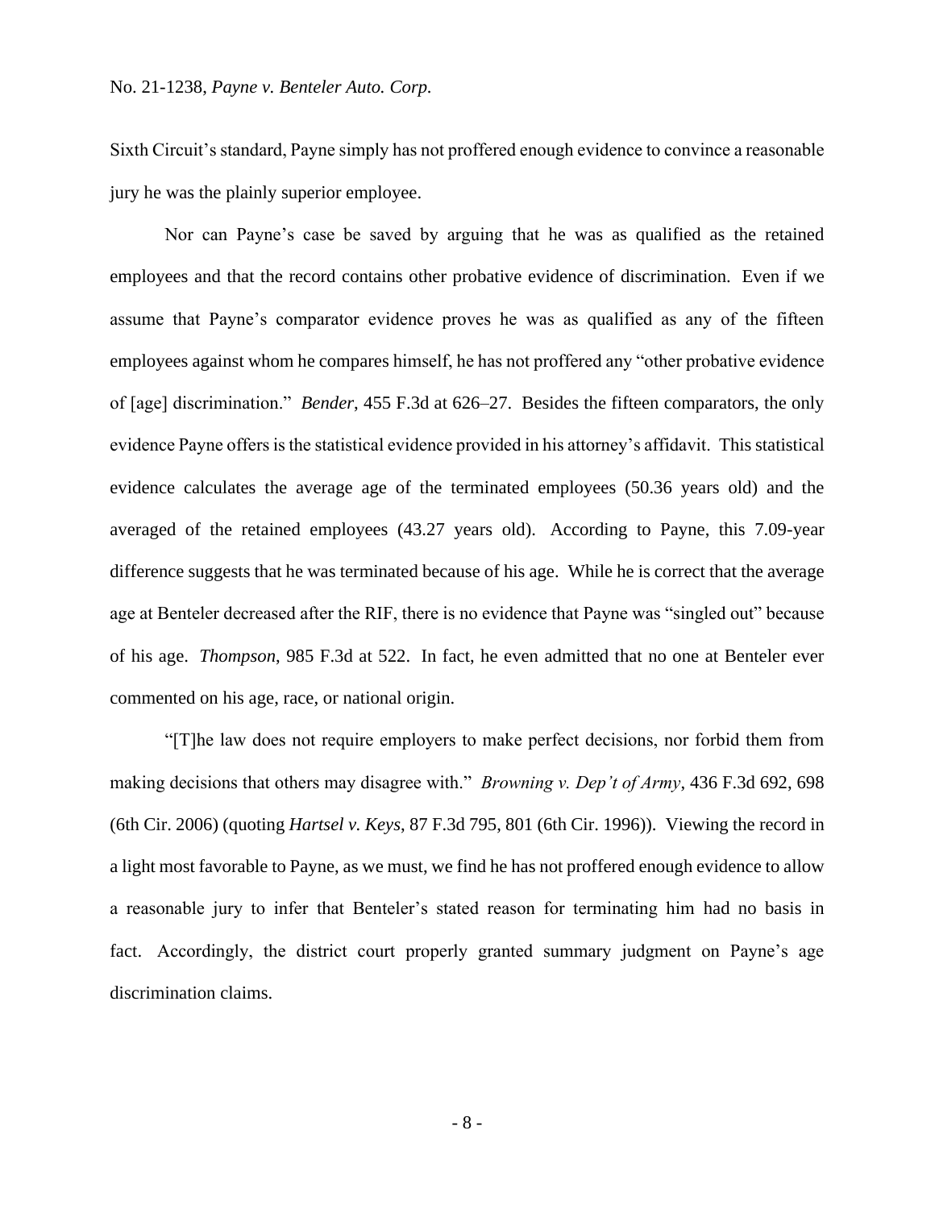Sixth Circuit's standard, Payne simply has not proffered enough evidence to convince a reasonable jury he was the plainly superior employee.

Nor can Payne's case be saved by arguing that he was as qualified as the retained employees and that the record contains other probative evidence of discrimination. Even if we assume that Payne's comparator evidence proves he was as qualified as any of the fifteen employees against whom he compares himself, he has not proffered any "other probative evidence of [age] discrimination." *Bender*, 455 F.3d at 626–27. Besides the fifteen comparators, the only evidence Payne offers is the statistical evidence provided in his attorney's affidavit. This statistical evidence calculates the average age of the terminated employees (50.36 years old) and the averaged of the retained employees (43.27 years old). According to Payne, this 7.09-year difference suggests that he was terminated because of his age. While he is correct that the average age at Benteler decreased after the RIF, there is no evidence that Payne was "singled out" because of his age. *Thompson*, 985 F.3d at 522. In fact, he even admitted that no one at Benteler ever commented on his age, race, or national origin.

"[T]he law does not require employers to make perfect decisions, nor forbid them from making decisions that others may disagree with." *Browning v. Dep't of Army*, 436 F.3d 692, 698 (6th Cir. 2006) (quoting *Hartsel v. Keys*, 87 F.3d 795, 801 (6th Cir. 1996)). Viewing the record in a light most favorable to Payne, as we must, we find he has not proffered enough evidence to allow a reasonable jury to infer that Benteler's stated reason for terminating him had no basis in fact. Accordingly, the district court properly granted summary judgment on Payne's age discrimination claims.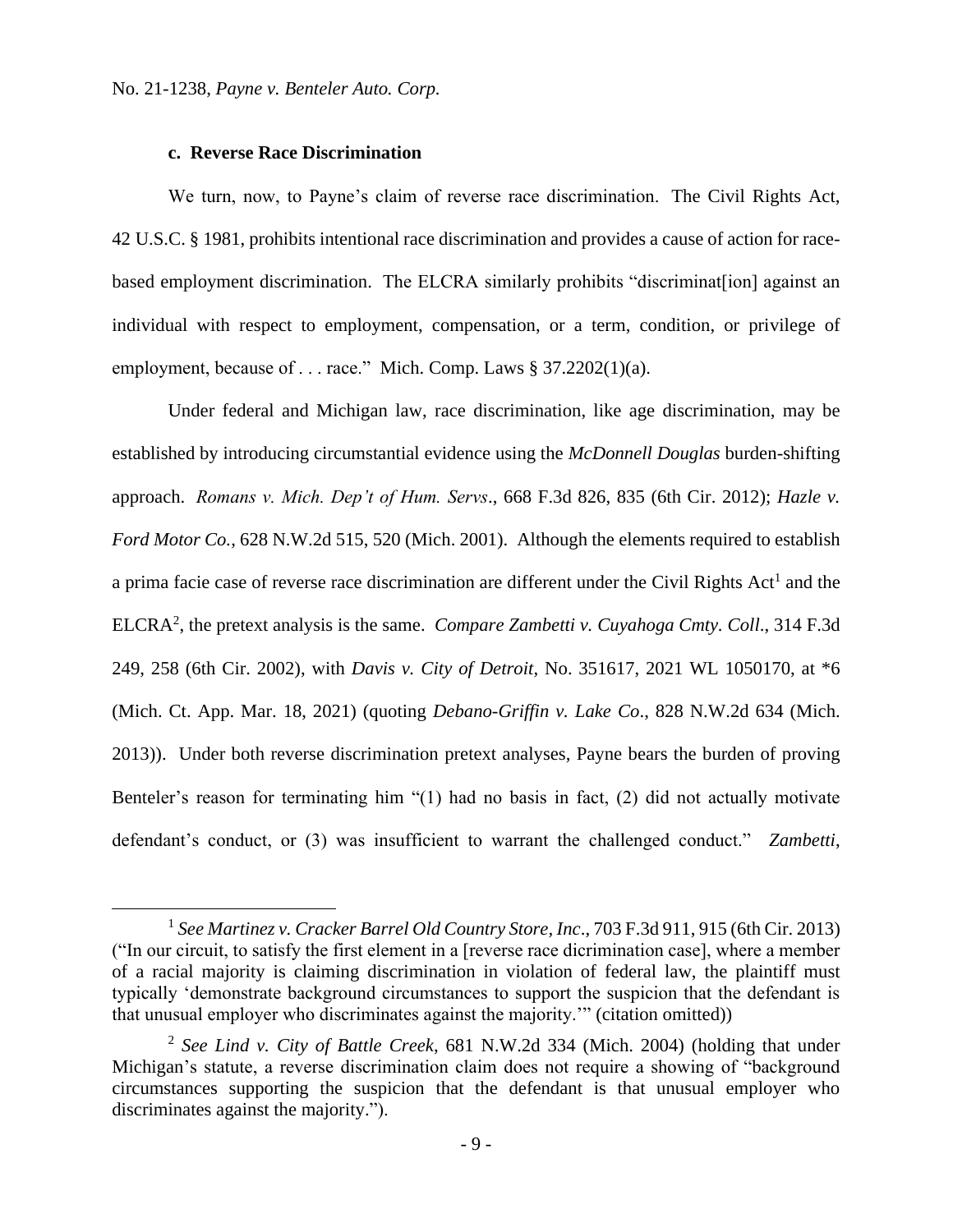### c. Reverse Race Discrimination

We turn, now, to Payne's claim of reverse race discrimination. The Civil Rights Act, 42 U.S.C. § 1981, prohibits intentional race discrimination and provides a cause of action for race-based employment discrimination. The ELCRA similarly prohibits "discriminat[ion] against an individual with respect to employment, compensation, or a term, condition, or privilege of employment, because of . . . race." Mich. Comp. Laws § 37.2202(1)(a).

Under federal and Michigan law, race discrimination, like age discrimination, may be established by introducing circumstantial evidence using the *McDonnell Douglas* burden-shifting approach. *Romans v. Mich. Dep't of Hum. Servs*., 668 F.3d 826, 835 (6th Cir. 2012); *Hazle v. Ford Motor Co.*, 628 N.W.2d 515, 520 (Mich. 2001). Although the elements required to establish a prima facie case of reverse race discrimination are different under the Civil Rights Act[1] and the ELCRA[2], the pretext analysis is the same. *Compare Zambetti v. Cuyahoga Cmty. Coll*., 314 F.3d 249, 258 (6th Cir. 2002), with *Davis v. City of Detroit*, No. 351617, 2021 WL 1050170, at *6 (Mich. Ct. App. Mar. 18, 2021) (quoting *Debano-Griffin v. Lake Co*., 828 N.W.2d 634 (Mich. 2013)). Under both reverse discrimination pretext analyses, Payne bears the burden of proving Benteler's reason for terminating him "(1) had no basis in fact, (2) did not actually motivate defendant's conduct, or (3) was insufficient to warrant the challenged conduct." *Zambetti*,

---

[1] *See Martinez v. Cracker Barrel Old Country Store, Inc*., 703 F.3d 911, 915 (6th Cir. 2013) ("In our circuit, to satisfy the first element in a [reverse race dicrimination case], where a member of a racial majority is claiming discrimination in violation of federal law, the plaintiff must typically 'demonstrate background circumstances to support the suspicion that the defendant is that unusual employer who discriminates against the majority.'" (citation omitted))

[2] *See Lind v. City of Battle Creek*, 681 N.W.2d 334 (Mich. 2004) (holding that under Michigan's statute, a reverse discrimination claim does not require a showing of "background circumstances supporting the suspicion that the defendant is that unusual employer who discriminates against the majority.").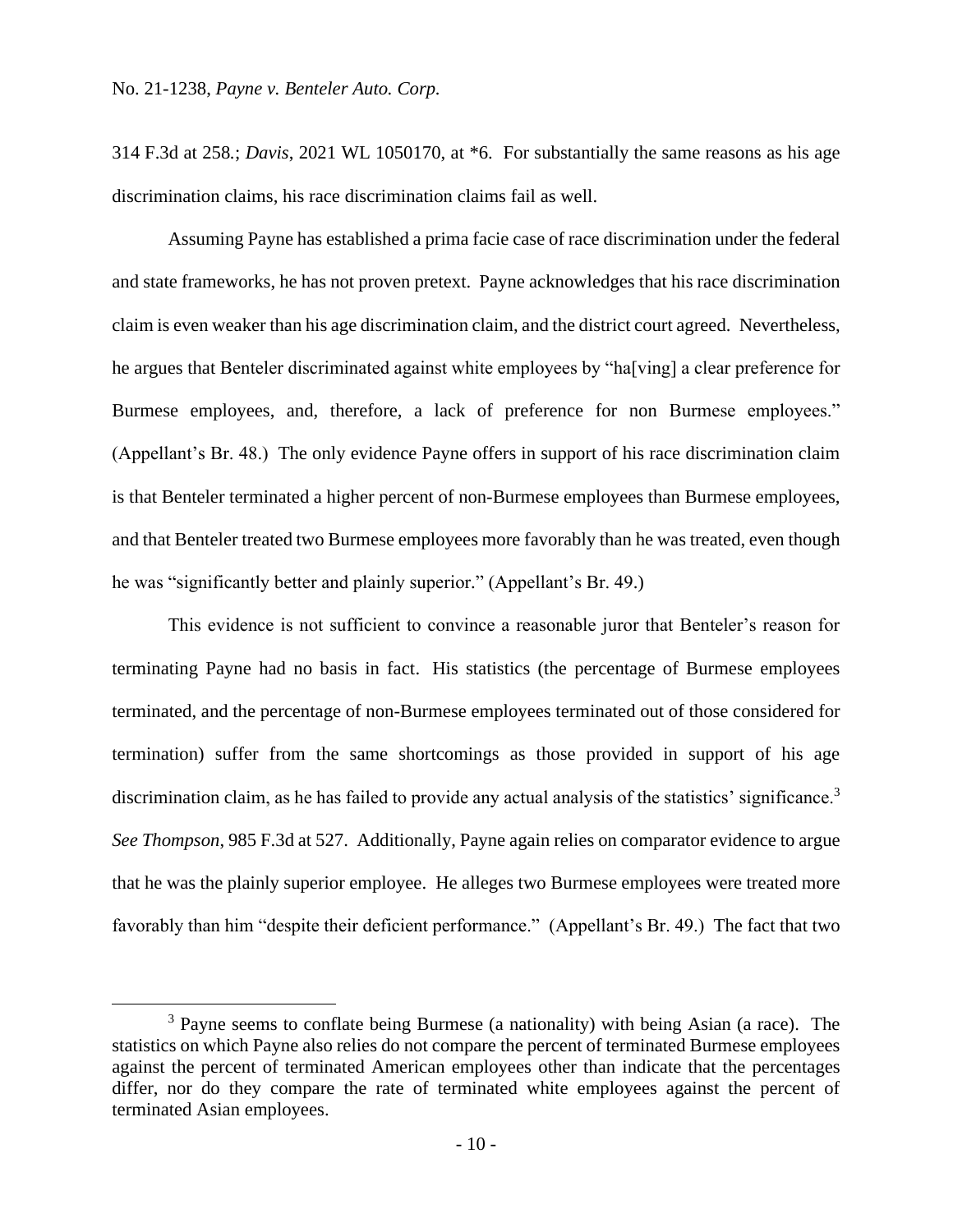314 F.3d at 258.; *Davis*, 2021 WL 1050170, at *6. For substantially the same reasons as his age discrimination claims, his race discrimination claims fail as well.

Assuming Payne has established a prima facie case of race discrimination under the federal and state frameworks, he has not proven pretext. Payne acknowledges that his race discrimination claim is even weaker than his age discrimination claim, and the district court agreed. Nevertheless, he argues that Benteler discriminated against white employees by "ha[ving] a clear preference for Burmese employees, and, therefore, a lack of preference for non Burmese employees." (Appellant's Br. 48.) The only evidence Payne offers in support of his race discrimination claim is that Benteler terminated a higher percent of non-Burmese employees than Burmese employees, and that Benteler treated two Burmese employees more favorably than he was treated, even though he was "significantly better and plainly superior." (Appellant's Br. 49.)

This evidence is not sufficient to convince a reasonable juror that Benteler's reason for terminating Payne had no basis in fact. His statistics (the percentage of Burmese employees terminated, and the percentage of non-Burmese employees terminated out of those considered for termination) suffer from the same shortcomings as those provided in support of his age discrimination claim, as he has failed to provide any actual analysis of the statistics' significance.[3] *See Thompson*, 985 F.3d at 527. Additionally, Payne again relies on comparator evidence to argue that he was the plainly superior employee. He alleges two Burmese employees were treated more favorably than him "despite their deficient performance." (Appellant's Br. 49.) The fact that two

---

[3] Payne seems to conflate being Burmese (a nationality) with being Asian (a race). The statistics on which Payne also relies do not compare the percent of terminated Burmese employees against the percent of terminated American employees other than indicate that the percentages differ, nor do they compare the rate of terminated white employees against the percent of terminated Asian employees.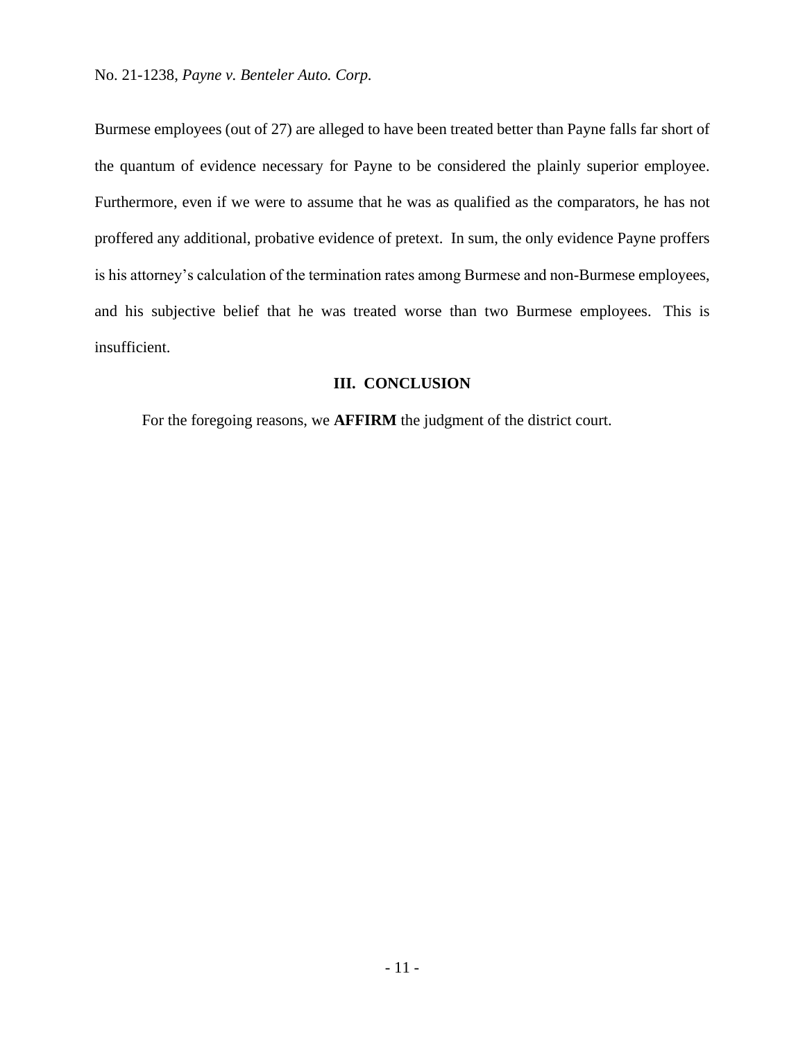Burmese employees (out of 27) are alleged to have been treated better than Payne falls far short of the quantum of evidence necessary for Payne to be considered the plainly superior employee. Furthermore, even if we were to assume that he was as qualified as the comparators, he has not proffered any additional, probative evidence of pretext. In sum, the only evidence Payne proffers is his attorney's calculation of the termination rates among Burmese and non-Burmese employees, and his subjective belief that he was treated worse than two Burmese employees. This is insufficient.

## III. CONCLUSION

For the foregoing reasons, we **AFFIRM** the judgment of the district court.